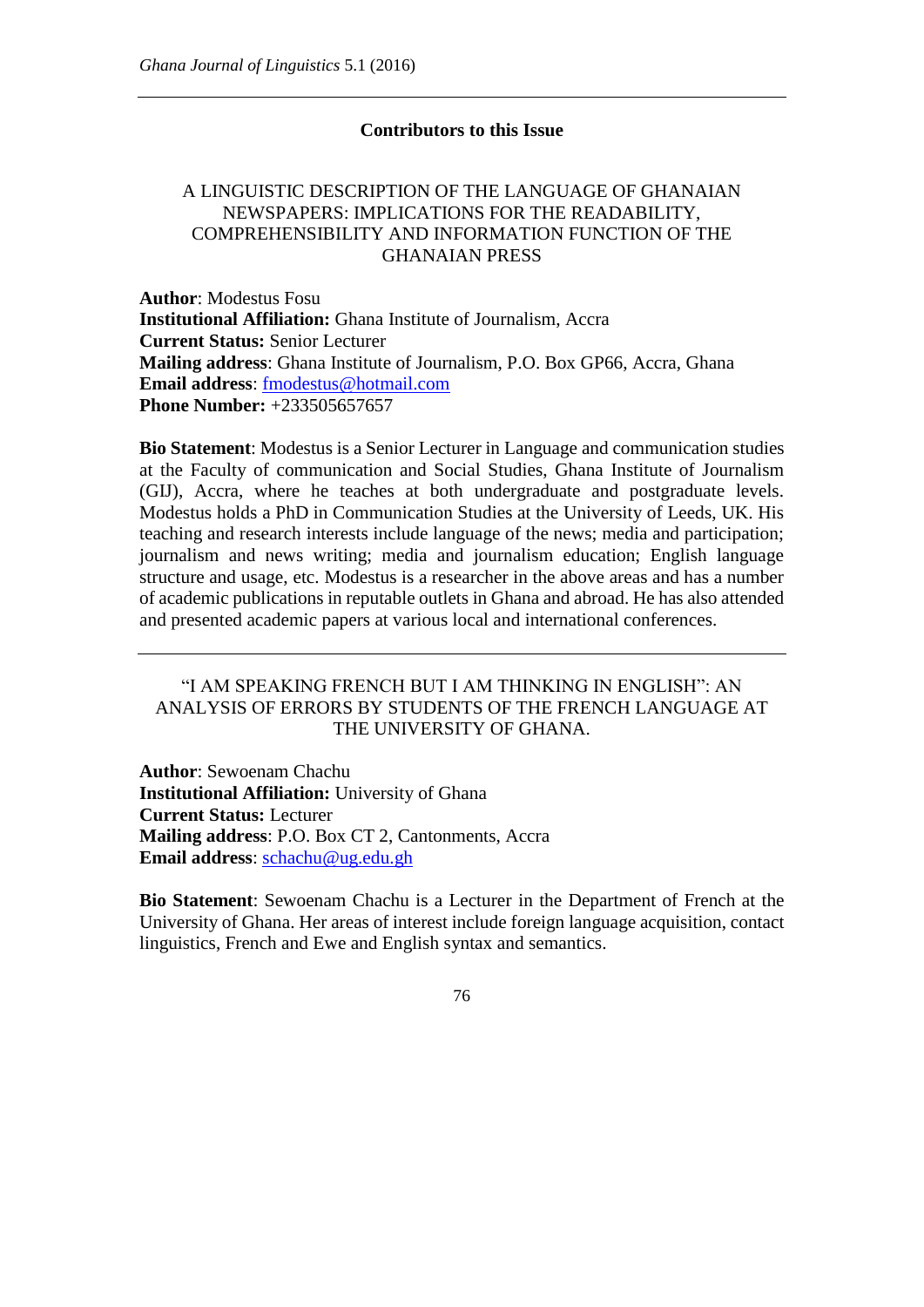## Contributors to this Issue

---

### A LINGUISTIC DESCRIPTION OF THE LANGUAGE OF GHANAIAN NEWSPAPERS: IMPLICATIONS FOR THE READABILITY, COMPREHENSIBILITY AND INFORMATION FUNCTION OF THE GHANAIAN PRESS

**Author**: Modestus Fosu
**Institutional Affiliation:** Ghana Institute of Journalism, Accra
**Current Status:** Senior Lecturer
**Mailing address**: Ghana Institute of Journalism, P.O. Box GP66, Accra, Ghana
**Email address**: fmodestus@hotmail.com
**Phone Number:** +233505657657

**Bio Statement**: Modestus is a Senior Lecturer in Language and communication studies at the Faculty of communication and Social Studies, Ghana Institute of Journalism (GIJ), Accra, where he teaches at both undergraduate and postgraduate levels. Modestus holds a PhD in Communication Studies at the University of Leeds, UK. His teaching and research interests include language of the news; media and participation; journalism and news writing; media and journalism education; English language structure and usage, etc. Modestus is a researcher in the above areas and has a number of academic publications in reputable outlets in Ghana and abroad. He has also attended and presented academic papers at various local and international conferences.

---

### "I AM SPEAKING FRENCH BUT I AM THINKING IN ENGLISH": AN ANALYSIS OF ERRORS BY STUDENTS OF THE FRENCH LANGUAGE AT THE UNIVERSITY OF GHANA.

**Author**: Sewoenam Chachu
**Institutional Affiliation:** University of Ghana
**Current Status:** Lecturer
**Mailing address**: P.O. Box CT 2, Cantonments, Accra
**Email address**: schachu@ug.edu.gh

**Bio Statement**: Sewoenam Chachu is a Lecturer in the Department of French at the University of Ghana. Her areas of interest include foreign language acquisition, contact linguistics, French and Ewe and English syntax and semantics.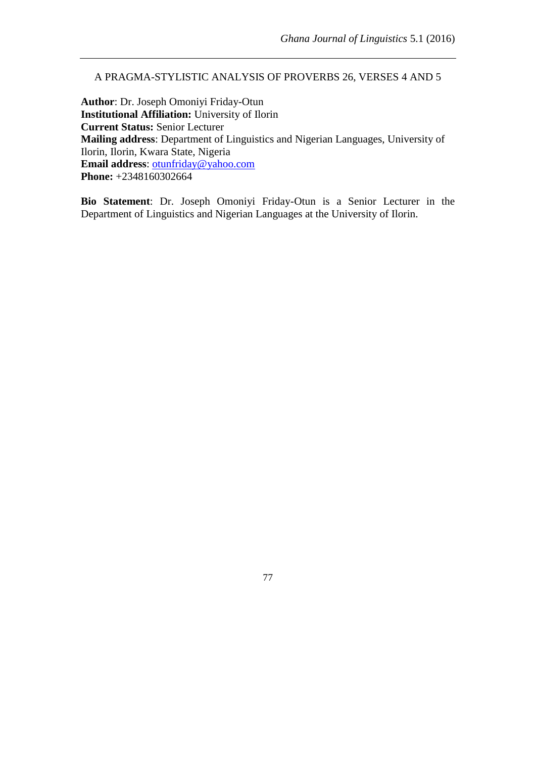A PRAGMA-STYLISTIC ANALYSIS OF PROVERBS 26, VERSES 4 AND 5

**Author**: Dr. Joseph Omoniyi Friday-Otun
**Institutional Affiliation:** University of Ilorin
**Current Status:** Senior Lecturer
**Mailing address**: Department of Linguistics and Nigerian Languages, University of Ilorin, Ilorin, Kwara State, Nigeria
**Email address**: otunfriday@yahoo.com
**Phone:** +2348160302664

**Bio Statement**: Dr. Joseph Omoniyi Friday-Otun is a Senior Lecturer in the Department of Linguistics and Nigerian Languages at the University of Ilorin.